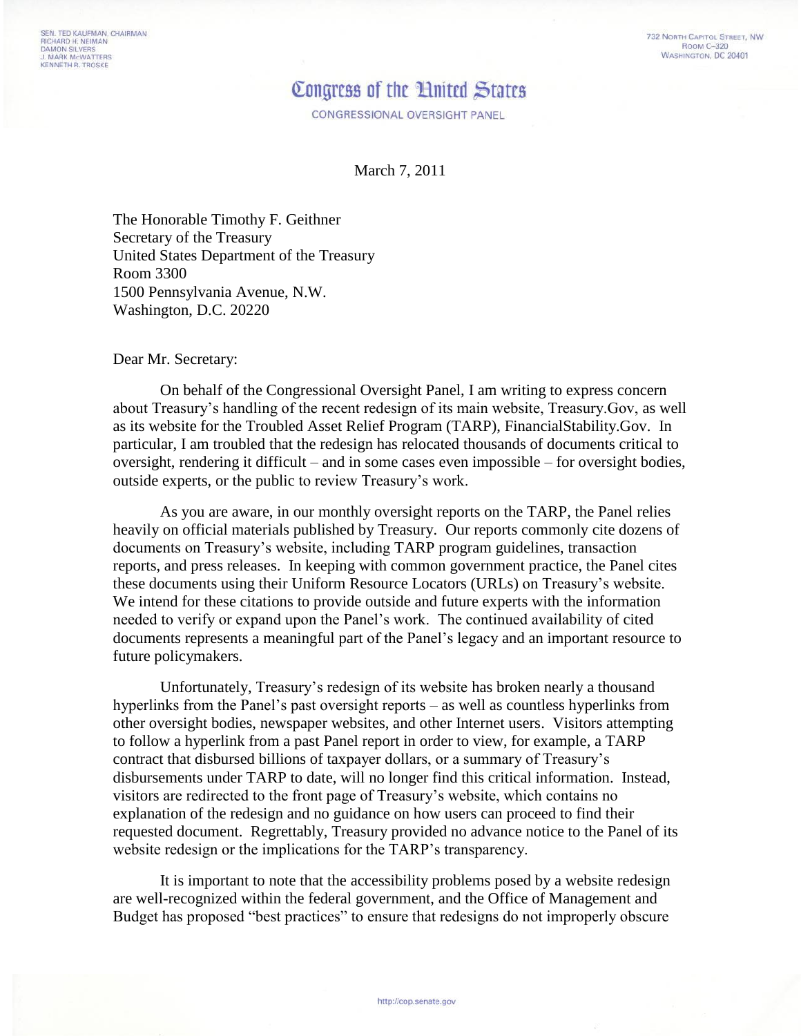SEN. TED KAUFMAN, CHAIRMAN
RICHARD H. NEIMAN
DAMON SILVERS
J. MARK McWATTERS
KENNETH R. TROSKE

732 NORTH CAPITOL STREET, NW
ROOM C–320
WASHINGTON, DC 20401

# Congress of the United States

CONGRESSIONAL OVERSIGHT PANEL

March 7, 2011

The Honorable Timothy F. Geithner
Secretary of the Treasury
United States Department of the Treasury
Room 3300
1500 Pennsylvania Avenue, N.W.
Washington, D.C. 20220

Dear Mr. Secretary:

On behalf of the Congressional Oversight Panel, I am writing to express concern about Treasury's handling of the recent redesign of its main website, Treasury.Gov, as well as its website for the Troubled Asset Relief Program (TARP), FinancialStability.Gov. In particular, I am troubled that the redesign has relocated thousands of documents critical to oversight, rendering it difficult – and in some cases even impossible – for oversight bodies, outside experts, or the public to review Treasury's work.

As you are aware, in our monthly oversight reports on the TARP, the Panel relies heavily on official materials published by Treasury. Our reports commonly cite dozens of documents on Treasury's website, including TARP program guidelines, transaction reports, and press releases. In keeping with common government practice, the Panel cites these documents using their Uniform Resource Locators (URLs) on Treasury's website. We intend for these citations to provide outside and future experts with the information needed to verify or expand upon the Panel's work. The continued availability of cited documents represents a meaningful part of the Panel's legacy and an important resource to future policymakers.

Unfortunately, Treasury's redesign of its website has broken nearly a thousand hyperlinks from the Panel's past oversight reports – as well as countless hyperlinks from other oversight bodies, newspaper websites, and other Internet users. Visitors attempting to follow a hyperlink from a past Panel report in order to view, for example, a TARP contract that disbursed billions of taxpayer dollars, or a summary of Treasury's disbursements under TARP to date, will no longer find this critical information. Instead, visitors are redirected to the front page of Treasury's website, which contains no explanation of the redesign and no guidance on how users can proceed to find their requested document. Regrettably, Treasury provided no advance notice to the Panel of its website redesign or the implications for the TARP's transparency.

It is important to note that the accessibility problems posed by a website redesign are well-recognized within the federal government, and the Office of Management and Budget has proposed "best practices" to ensure that redesigns do not improperly obscure

http://cop.senate.gov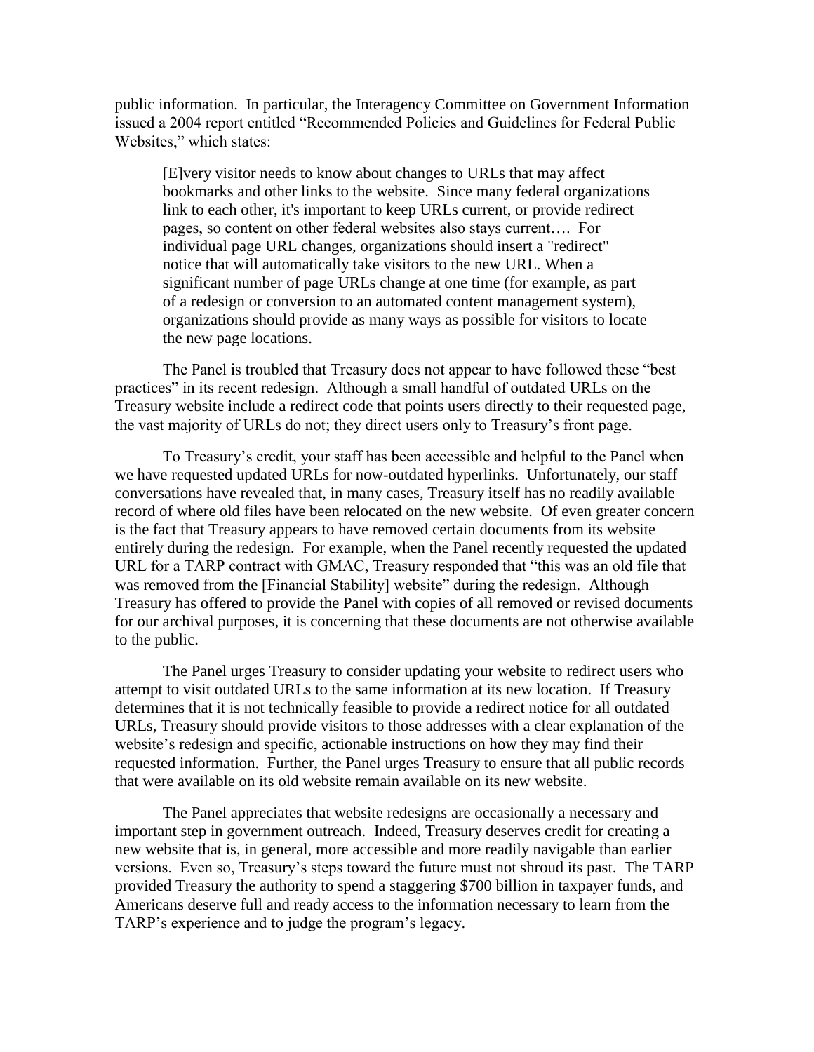public information. In particular, the Interagency Committee on Government Information issued a 2004 report entitled "Recommended Policies and Guidelines for Federal Public Websites," which states:

> [E]very visitor needs to know about changes to URLs that may affect bookmarks and other links to the website. Since many federal organizations link to each other, it's important to keep URLs current, or provide redirect pages, so content on other federal websites also stays current…. For individual page URL changes, organizations should insert a "redirect" notice that will automatically take visitors to the new URL. When a significant number of page URLs change at one time (for example, as part of a redesign or conversion to an automated content management system), organizations should provide as many ways as possible for visitors to locate the new page locations.

The Panel is troubled that Treasury does not appear to have followed these "best practices" in its recent redesign. Although a small handful of outdated URLs on the Treasury website include a redirect code that points users directly to their requested page, the vast majority of URLs do not; they direct users only to Treasury's front page.

To Treasury's credit, your staff has been accessible and helpful to the Panel when we have requested updated URLs for now-outdated hyperlinks. Unfortunately, our staff conversations have revealed that, in many cases, Treasury itself has no readily available record of where old files have been relocated on the new website. Of even greater concern is the fact that Treasury appears to have removed certain documents from its website entirely during the redesign. For example, when the Panel recently requested the updated URL for a TARP contract with GMAC, Treasury responded that "this was an old file that was removed from the [Financial Stability] website" during the redesign. Although Treasury has offered to provide the Panel with copies of all removed or revised documents for our archival purposes, it is concerning that these documents are not otherwise available to the public.

The Panel urges Treasury to consider updating your website to redirect users who attempt to visit outdated URLs to the same information at its new location. If Treasury determines that it is not technically feasible to provide a redirect notice for all outdated URLs, Treasury should provide visitors to those addresses with a clear explanation of the website's redesign and specific, actionable instructions on how they may find their requested information. Further, the Panel urges Treasury to ensure that all public records that were available on its old website remain available on its new website.

The Panel appreciates that website redesigns are occasionally a necessary and important step in government outreach. Indeed, Treasury deserves credit for creating a new website that is, in general, more accessible and more readily navigable than earlier versions. Even so, Treasury's steps toward the future must not shroud its past. The TARP provided Treasury the authority to spend a staggering $700 billion in taxpayer funds, and Americans deserve full and ready access to the information necessary to learn from the TARP's experience and to judge the program's legacy.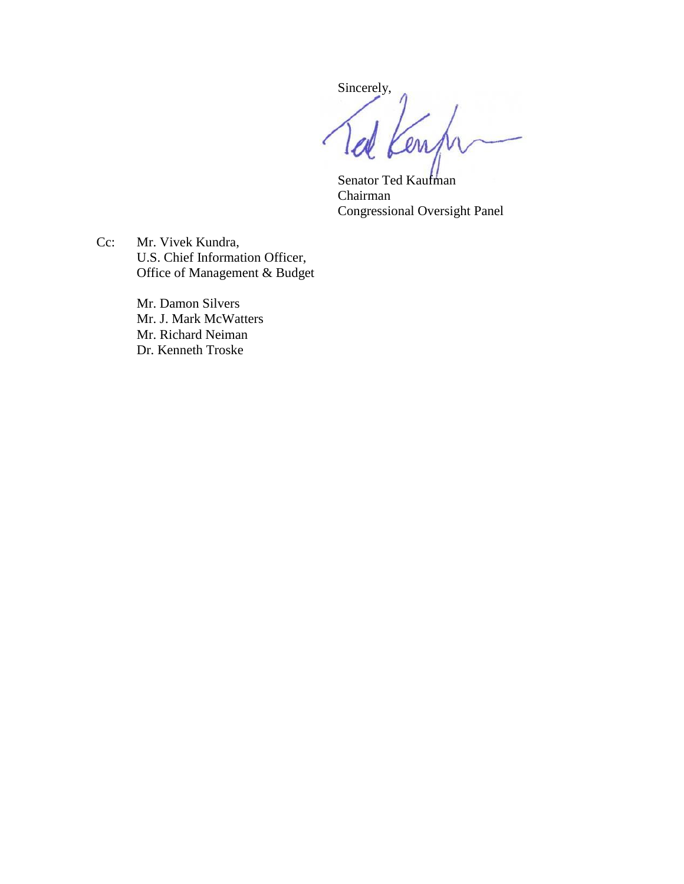Sincerely,

Senator Ted Kaufman
Chairman
Congressional Oversight Panel

Cc: Mr. Vivek Kundra,
U.S. Chief Information Officer,
Office of Management & Budget

Mr. Damon Silvers
Mr. J. Mark McWatters
Mr. Richard Neiman
Dr. Kenneth Troske